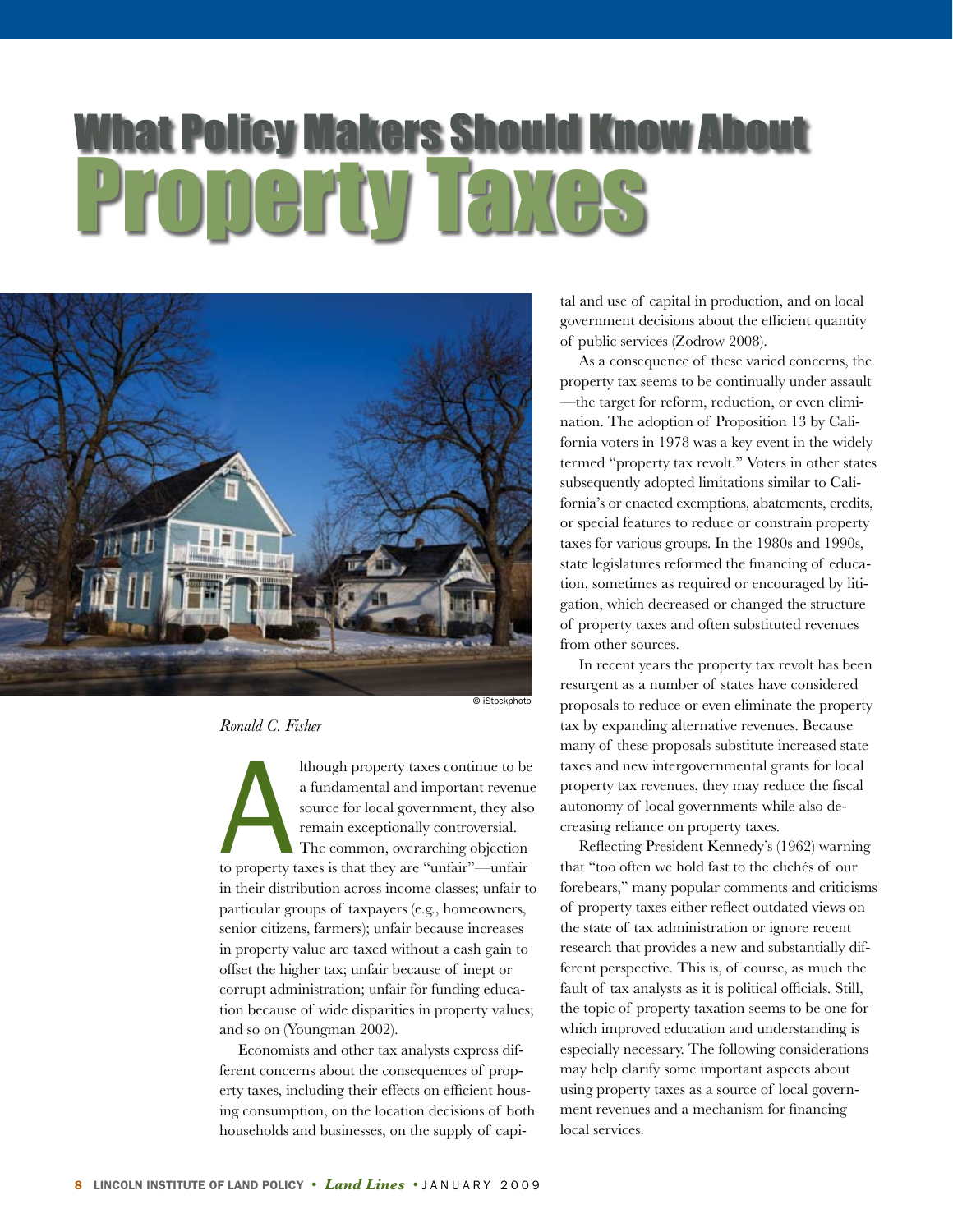# What Policy Makers Should Know About Property Taxes

© iStockphoto

*Ronald C. Fisher*

Although property taxes continue to be a fundamental and important revenue source for local government, they also remain exceptionally controversial. The common, overarching objection to property taxes is that they are "unfair"—unfair in their distribution across income classes; unfair to particular groups of taxpayers (e.g., homeowners, senior citizens, farmers); unfair because increases in property value are taxed without a cash gain to offset the higher tax; unfair because of inept or corrupt administration; unfair for funding education because of wide disparities in property values; and so on (Youngman 2002).

Economists and other tax analysts express different concerns about the consequences of property taxes, including their effects on efficient housing consumption, on the location decisions of both households and businesses, on the supply of capital and use of capital in production, and on local government decisions about the efficient quantity of public services (Zodrow 2008).

As a consequence of these varied concerns, the property tax seems to be continually under assault—the target for reform, reduction, or even elimination. The adoption of Proposition 13 by California voters in 1978 was a key event in the widely termed "property tax revolt." Voters in other states subsequently adopted limitations similar to California's or enacted exemptions, abatements, credits, or special features to reduce or constrain property taxes for various groups. In the 1980s and 1990s, state legislatures reformed the financing of education, sometimes as required or encouraged by litigation, which decreased or changed the structure of property taxes and often substituted revenues from other sources.

In recent years the property tax revolt has been resurgent as a number of states have considered proposals to reduce or even eliminate the property tax by expanding alternative revenues. Because many of these proposals substitute increased state taxes and new intergovernmental grants for local property tax revenues, they may reduce the fiscal autonomy of local governments while also decreasing reliance on property taxes.

Reflecting President Kennedy's (1962) warning that "too often we hold fast to the clichés of our forebears," many popular comments and criticisms of property taxes either reflect outdated views on the state of tax administration or ignore recent research that provides a new and substantially different perspective. This is, of course, as much the fault of tax analysts as it is political officials. Still, the topic of property taxation seems to be one for which improved education and understanding is especially necessary. The following considerations may help clarify some important aspects about using property taxes as a source of local government revenues and a mechanism for financing local services.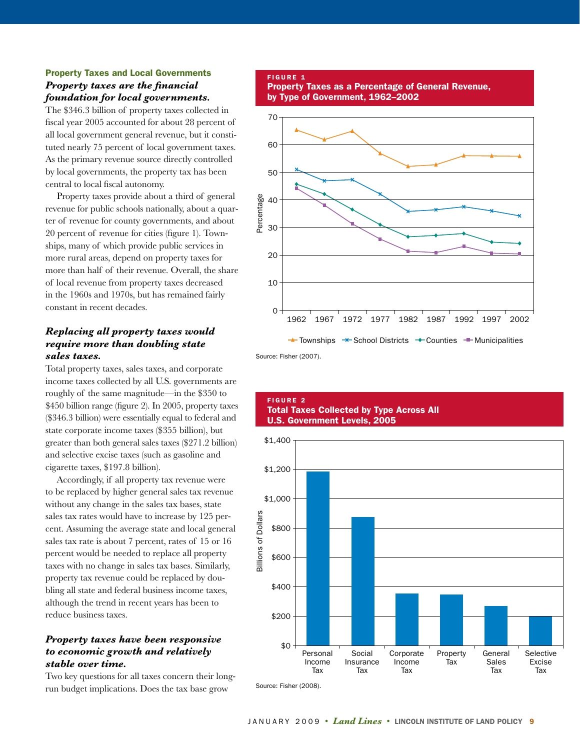## Property Taxes and Local Governments

### *Property taxes are the financial foundation for local governments.*

The $346.3 billion of property taxes collected in fiscal year 2005 accounted for about 28 percent of all local government general revenue, but it constituted nearly 75 percent of local government taxes. As the primary revenue source directly controlled by local governments, the property tax has been central to local fiscal autonomy.

Property taxes provide about a third of general revenue for public schools nationally, about a quarter of revenue for county governments, and about 20 percent of revenue for cities (figure 1). Townships, many of which provide public services in more rural areas, depend on property taxes for more than half of their revenue. Overall, the share of local revenue from property taxes decreased in the 1960s and 1970s, but has remained fairly constant in recent decades.

### *Replacing all property taxes would require more than doubling state sales taxes.*

Total property taxes, sales taxes, and corporate income taxes collected by all U.S. governments are roughly of the same magnitude—in the $350 to $450 billion range (figure 2). In 2005, property taxes ($346.3 billion) were essentially equal to federal and state corporate income taxes ($355 billion), but greater than both general sales taxes ($271.2 billion) and selective excise taxes (such as gasoline and cigarette taxes, $197.8 billion).

Accordingly, if all property tax revenue were to be replaced by higher general sales tax revenue without any change in the sales tax bases, state sales tax rates would have to increase by 125 percent. Assuming the average state and local general sales tax rate is about 7 percent, rates of 15 or 16 percent would be needed to replace all property taxes with no change in sales tax bases. Similarly, property tax revenue could be replaced by doubling all state and federal business income taxes, although the trend in recent years has been to reduce business taxes.

### *Property taxes have been responsive to economic growth and relatively stable over time.*

Two key questions for all taxes concern their long-run budget implications. Does the tax base grow

**FIGURE 1**
**Property Taxes as a Percentage of General Revenue, by Type of Government, 1962–2002**

Source: Fisher (2007).

**FIGURE 2**
**Total Taxes Collected by Type Across All U.S. Government Levels, 2005**

Source: Fisher (2008).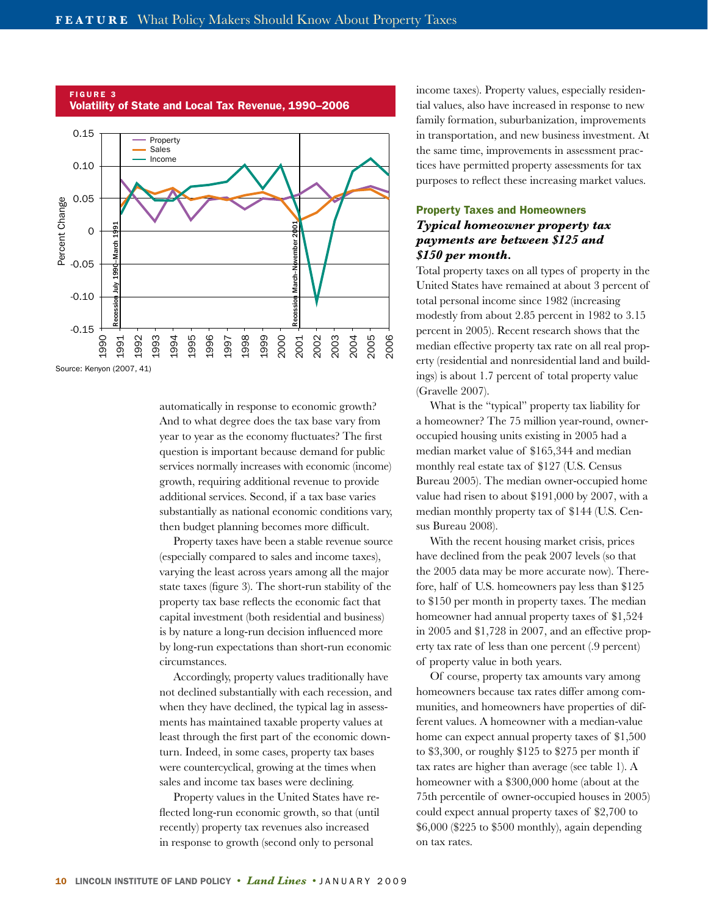**FIGURE 3**
**Volatility of State and Local Tax Revenue, 1990–2006**

Source: Kenyon (2007, 41)

automatically in response to economic growth? And to what degree does the tax base vary from year to year as the economy fluctuates? The first question is important because demand for public services normally increases with economic (income) growth, requiring additional revenue to provide additional services. Second, if a tax base varies substantially as national economic conditions vary, then budget planning becomes more difficult.

Property taxes have been a stable revenue source (especially compared to sales and income taxes), varying the least across years among all the major state taxes (figure 3). The short-run stability of the property tax base reflects the economic fact that capital investment (both residential and business) is by nature a long-run decision influenced more by long-run expectations than short-run economic circumstances.

Accordingly, property values traditionally have not declined substantially with each recession, and when they have declined, the typical lag in assessments has maintained taxable property values at least through the first part of the economic downturn. Indeed, in some cases, property tax bases were countercyclical, growing at the times when sales and income tax bases were declining.

Property values in the United States have reflected long-run economic growth, so that (until recently) property tax revenues also increased in response to growth (second only to personal income taxes). Property values, especially residential values, also have increased in response to new family formation, suburbanization, improvements in transportation, and new business investment. At the same time, improvements in assessment practices have permitted property assessments for tax purposes to reflect these increasing market values.

## Property Taxes and Homeowners

***Typical homeowner property tax payments are between $125 and $150 per month.***

Total property taxes on all types of property in the United States have remained at about 3 percent of total personal income since 1982 (increasing modestly from about 2.85 percent in 1982 to 3.15 percent in 2005). Recent research shows that the median effective property tax rate on all real property (residential and nonresidential land and buildings) is about 1.7 percent of total property value (Gravelle 2007).

What is the "typical" property tax liability for a homeowner? The 75 million year-round, owner-occupied housing units existing in 2005 had a median market value of $165,344 and median monthly real estate tax of $127 (U.S. Census Bureau 2005). The median owner-occupied home value had risen to about $191,000 by 2007, with a median monthly property tax of $144 (U.S. Census Bureau 2008).

With the recent housing market crisis, prices have declined from the peak 2007 levels (so that the 2005 data may be more accurate now). Therefore, half of U.S. homeowners pay less than $125 to $150 per month in property taxes. The median homeowner had annual property taxes of $1,524 in 2005 and $1,728 in 2007, and an effective property tax rate of less than one percent (.9 percent) of property value in both years.

Of course, property tax amounts vary among homeowners because tax rates differ among communities, and homeowners have properties of different values. A homeowner with a median-value home can expect annual property taxes of $1,500 to $3,300, or roughly $125 to $275 per month if tax rates are higher than average (see table 1). A homeowner with a $300,000 home (about at the 75th percentile of owner-occupied houses in 2005) could expect annual property taxes of $2,700 to $6,000 ($225 to $500 monthly), again depending on tax rates.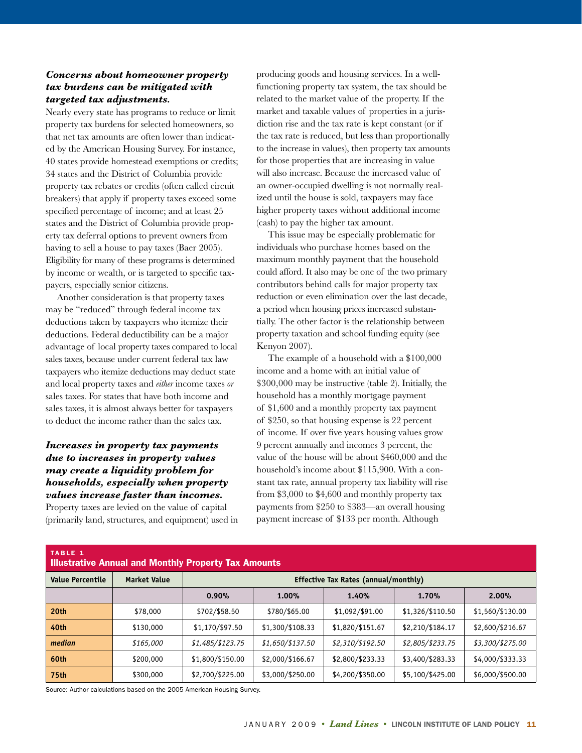### *Concerns about homeowner property tax burdens can be mitigated with targeted tax adjustments.*

Nearly every state has programs to reduce or limit property tax burdens for selected homeowners, so that net tax amounts are often lower than indicated by the American Housing Survey. For instance, 40 states provide homestead exemptions or credits; 34 states and the District of Columbia provide property tax rebates or credits (often called circuit breakers) that apply if property taxes exceed some specified percentage of income; and at least 25 states and the District of Columbia provide property tax deferral options to prevent owners from having to sell a house to pay taxes (Baer 2005). Eligibility for many of these programs is determined by income or wealth, or is targeted to specific taxpayers, especially senior citizens.

Another consideration is that property taxes may be "reduced" through federal income tax deductions taken by taxpayers who itemize their deductions. Federal deductibility can be a major advantage of local property taxes compared to local sales taxes, because under current federal tax law taxpayers who itemize deductions may deduct state and local property taxes and *either* income taxes *or* sales taxes. For states that have both income and sales taxes, it is almost always better for taxpayers to deduct the income rather than the sales tax.

### *Increases in property tax payments due to increases in property values may create a liquidity problem for households, especially when property values increase faster than incomes.*

Property taxes are levied on the value of capital (primarily land, structures, and equipment) used in producing goods and housing services. In a well-functioning property tax system, the tax should be related to the market value of the property. If the market and taxable values of properties in a jurisdiction rise and the tax rate is kept constant (or if the tax rate is reduced, but less than proportionally to the increase in values), then property tax amounts for those properties that are increasing in value will also increase. Because the increased value of an owner-occupied dwelling is not normally realized until the house is sold, taxpayers may face higher property taxes without additional income (cash) to pay the higher tax amount.

This issue may be especially problematic for individuals who purchase homes based on the maximum monthly payment that the household could afford. It also may be one of the two primary contributors behind calls for major property tax reduction or even elimination over the last decade, a period when housing prices increased substantially. The other factor is the relationship between property taxation and school funding equity (see Kenyon 2007).

The example of a household with a $100,000 income and a home with an initial value of $300,000 may be instructive (table 2). Initially, the household has a monthly mortgage payment of $1,600 and a monthly property tax payment of $250, so that housing expense is 22 percent of income. If over five years housing values grow 9 percent annually and incomes 3 percent, the value of the house will be about $460,000 and the household's income about $115,900. With a constant tax rate, annual property tax liability will rise from $3,000 to $4,600 and monthly property tax payments from $250 to $383—an overall housing payment increase of $133 per month. Although

**TABLE 1**
**Illustrative Annual and Monthly Property Tax Amounts**

| Value Percentile | Market Value | Effective Tax Rates (annual/monthly) | | | | |
|---|---|---|---|---|---|---|
| | | 0.90% | 1.00% | 1.40% | 1.70% | 2.00% |
| **20th** | $78,000 | $702/$58.50 | $780/$65.00 | $1,092/$91.00 | $1,326/$110.50 | $1,560/$130.00 |
| **40th** | $130,000 | $1,170/$97.50 | $1,300/$108.33 | $1,820/$151.67 | $2,210/$184.17 | $2,600/$216.67 |
| ***median*** | *$165,000* | *$1,485/$123.75* | *$1,650/$137.50* | *$2,310/$192.50* | *$2,805/$233.75* | *$3,300/$275.00* |
| **60th** | $200,000 | $1,800/$150.00 | $2,000/$166.67 | $2,800/$233.33 | $3,400/$283.33 | $4,000/$333.33 |
| **75th** | $300,000 | $2,700/$225.00 | $3,000/$250.00 | $4,200/$350.00 | $5,100/$425.00 | $6,000/$500.00 |

Source: Author calculations based on the 2005 American Housing Survey.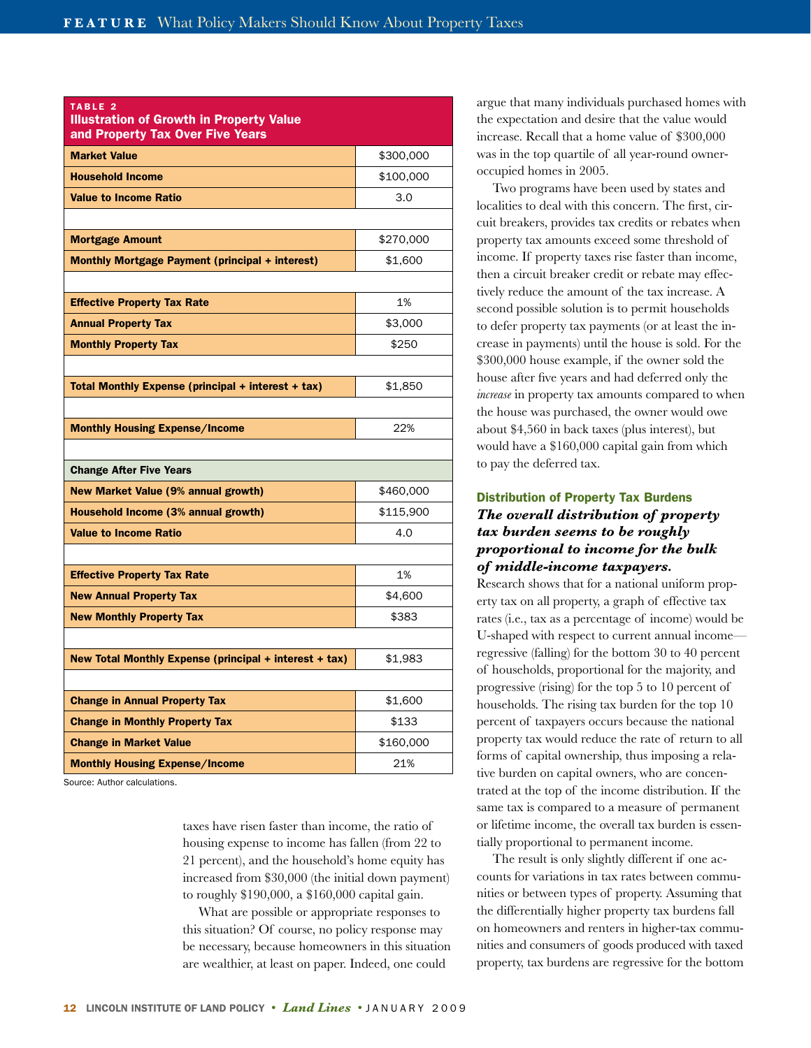**TABLE 2**
**Illustration of Growth in Property Value and Property Tax Over Five Years**

| | |
|---|---|
| **Market Value** | $300,000 |
| **Household Income** | $100,000 |
| **Value to Income Ratio** | 3.0 |
| | |
| **Mortgage Amount** | $270,000 |
| **Monthly Mortgage Payment (principal + interest)** | $1,600 |
| | |
| **Effective Property Tax Rate** | 1% |
| **Annual Property Tax** | $3,000 |
| **Monthly Property Tax** | $250 |
| | |
| **Total Monthly Expense (principal + interest + tax)** | $1,850 |
| | |
| **Monthly Housing Expense/Income** | 22% |
| | |
| **Change After Five Years** | |
| **New Market Value (9% annual growth)** | $460,000 |
| **Household Income (3% annual growth)** | $115,900 |
| **Value to Income Ratio** | 4.0 |
| | |
| **Effective Property Tax Rate** | 1% |
| **New Annual Property Tax** | $4,600 |
| **New Monthly Property Tax** | $383 |
| | |
| **New Total Monthly Expense (principal + interest + tax)** | $1,983 |
| | |
| **Change in Annual Property Tax** | $1,600 |
| **Change in Monthly Property Tax** | $133 |
| **Change in Market Value** | $160,000 |
| **Monthly Housing Expense/Income** | 21% |

Source: Author calculations.

taxes have risen faster than income, the ratio of housing expense to income has fallen (from 22 to 21 percent), and the household's home equity has increased from $30,000 (the initial down payment) to roughly $190,000, a $160,000 capital gain.

What are possible or appropriate responses to this situation? Of course, no policy response may be necessary, because homeowners in this situation are wealthier, at least on paper. Indeed, one could argue that many individuals purchased homes with the expectation and desire that the value would increase. Recall that a home value of $300,000 was in the top quartile of all year-round owner-occupied homes in 2005.

Two programs have been used by states and localities to deal with this concern. The first, circuit breakers, provides tax credits or rebates when property tax amounts exceed some threshold of income. If property taxes rise faster than income, then a circuit breaker credit or rebate may effectively reduce the amount of the tax increase. A second possible solution is to permit households to defer property tax payments (or at least the increase in payments) until the house is sold. For the $300,000 house example, if the owner sold the house after five years and had deferred only the *increase* in property tax amounts compared to when the house was purchased, the owner would owe about $4,560 in back taxes (plus interest), but would have a $160,000 capital gain from which to pay the deferred tax.

## Distribution of Property Tax Burdens

***The overall distribution of property tax burden seems to be roughly proportional to income for the bulk of middle-income taxpayers.***

Research shows that for a national uniform property tax on all property, a graph of effective tax rates (i.e., tax as a percentage of income) would be U-shaped with respect to current annual income—regressive (falling) for the bottom 30 to 40 percent of households, proportional for the majority, and progressive (rising) for the top 5 to 10 percent of households. The rising tax burden for the top 10 percent of taxpayers occurs because the national property tax would reduce the rate of return to all forms of capital ownership, thus imposing a relative burden on capital owners, who are concentrated at the top of the income distribution. If the same tax is compared to a measure of permanent or lifetime income, the overall tax burden is essentially proportional to permanent income.

The result is only slightly different if one accounts for variations in tax rates between communities or between types of property. Assuming that the differentially higher property tax burdens fall on homeowners and renters in higher-tax communities and consumers of goods produced with taxed property, tax burdens are regressive for the bottom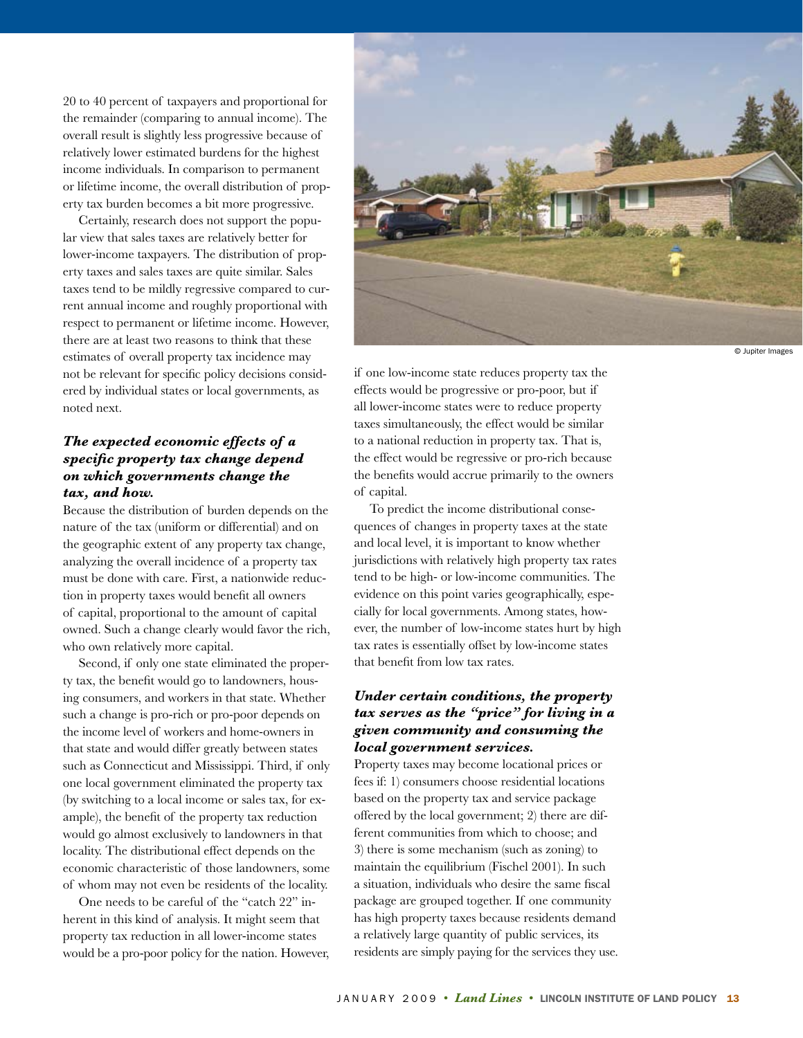20 to 40 percent of taxpayers and proportional for the remainder (comparing to annual income). The overall result is slightly less progressive because of relatively lower estimated burdens for the highest income individuals. In comparison to permanent or lifetime income, the overall distribution of property tax burden becomes a bit more progressive.

Certainly, research does not support the popular view that sales taxes are relatively better for lower-income taxpayers. The distribution of property taxes and sales taxes are quite similar. Sales taxes tend to be mildly regressive compared to current annual income and roughly proportional with respect to permanent or lifetime income. However, there are at least two reasons to think that these estimates of overall property tax incidence may not be relevant for specific policy decisions considered by individual states or local governments, as noted next.

### *The expected economic effects of a specific property tax change depend on which governments change the tax, and how.*

Because the distribution of burden depends on the nature of the tax (uniform or differential) and on the geographic extent of any property tax change, analyzing the overall incidence of a property tax must be done with care. First, a nationwide reduction in property taxes would benefit all owners of capital, proportional to the amount of capital owned. Such a change clearly would favor the rich, who own relatively more capital.

Second, if only one state eliminated the property tax, the benefit would go to landowners, housing consumers, and workers in that state. Whether such a change is pro-rich or pro-poor depends on the income level of workers and home-owners in that state and would differ greatly between states such as Connecticut and Mississippi. Third, if only one local government eliminated the property tax (by switching to a local income or sales tax, for example), the benefit of the property tax reduction would go almost exclusively to landowners in that locality. The distributional effect depends on the economic characteristic of those landowners, some of whom may not even be residents of the locality.

One needs to be careful of the "catch 22" inherent in this kind of analysis. It might seem that property tax reduction in all lower-income states would be a pro-poor policy for the nation. However, if one low-income state reduces property tax the effects would be progressive or pro-poor, but if all lower-income states were to reduce property taxes simultaneously, the effect would be similar to a national reduction in property tax. That is, the effect would be regressive or pro-rich because the benefits would accrue primarily to the owners of capital.

To predict the income distributional consequences of changes in property taxes at the state and local level, it is important to know whether jurisdictions with relatively high property tax rates tend to be high- or low-income communities. The evidence on this point varies geographically, especially for local governments. Among states, however, the number of low-income states hurt by high tax rates is essentially offset by low-income states that benefit from low tax rates.

### *Under certain conditions, the property tax serves as the "price" for living in a given community and consuming the local government services.*

Property taxes may become locational prices or fees if: 1) consumers choose residential locations based on the property tax and service package offered by the local government; 2) there are different communities from which to choose; and 3) there is some mechanism (such as zoning) to maintain the equilibrium (Fischel 2001). In such a situation, individuals who desire the same fiscal package are grouped together. If one community has high property taxes because residents demand a relatively large quantity of public services, its residents are simply paying for the services they use.

© Jupiter Images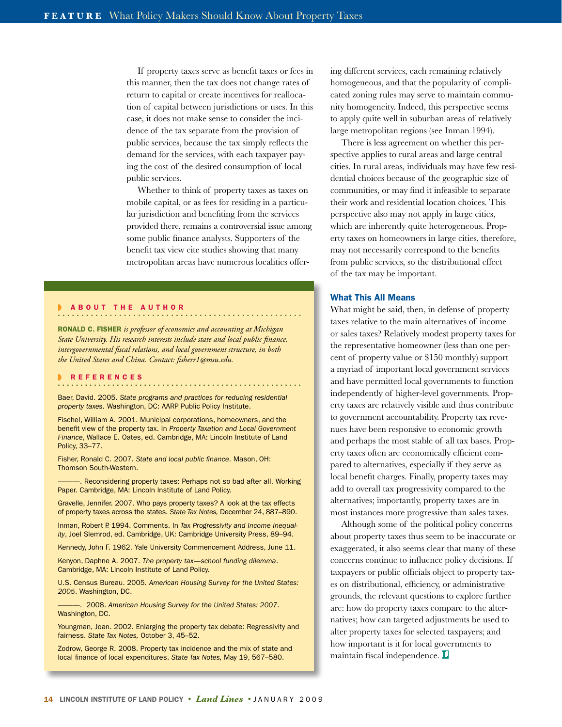If property taxes serve as benefit taxes or fees in this manner, then the tax does not change rates of return to capital or create incentives for reallocation of capital between jurisdictions or uses. In this case, it does not make sense to consider the incidence of the tax separate from the provision of public services, because the tax simply reflects the demand for the services, with each taxpayer paying the cost of the desired consumption of local public services.

Whether to think of property taxes as taxes on mobile capital, or as fees for residing in a particular jurisdiction and benefiting from the services provided there, remains a controversial issue among some public finance analysts. Supporters of the benefit tax view cite studies showing that many metropolitan areas have numerous localities offering different services, each remaining relatively homogeneous, and that the popularity of complicated zoning rules may serve to maintain community homogeneity. Indeed, this perspective seems to apply quite well in suburban areas of relatively large metropolitan regions (see Inman 1994).

There is less agreement on whether this perspective applies to rural areas and large central cities. In rural areas, individuals may have few residential choices because of the geographic size of communities, or may find it infeasible to separate their work and residential location choices. This perspective also may not apply in large cities, which are inherently quite heterogeneous. Property taxes on homeowners in large cities, therefore, may not necessarily correspond to the benefits from public services, so the distributional effect of the tax may be important.

## What This All Means

What might be said, then, in defense of property taxes relative to the main alternatives of income or sales taxes? Relatively modest property taxes for the representative homeowner (less than one percent of property value or $150 monthly) support a myriad of important local government services and have permitted local governments to function independently of higher-level governments. Property taxes are relatively visible and thus contribute to government accountability. Property tax revenues have been responsive to economic growth and perhaps the most stable of all tax bases. Property taxes often are economically efficient compared to alternatives, especially if they serve as local benefit charges. Finally, property taxes may add to overall tax progressivity compared to the alternatives; importantly, property taxes are in most instances more progressive than sales taxes.

Although some of the political policy concerns about property taxes thus seem to be inaccurate or exaggerated, it also seems clear that many of these concerns continue to influence policy decisions. If taxpayers or public officials object to property taxes on distributional, efficiency, or administrative grounds, the relevant questions to explore further are: how do property taxes compare to the alternatives; how can targeted adjustments be used to alter property taxes for selected taxpayers; and how important is it for local governments to maintain fiscal independence.

### About the Author

**RONALD C. FISHER** *is professor of economics and accounting at Michigan State University. His research interests include state and local public finance, intergovernmental fiscal relations, and local government structure, in both the United States and China. Contact: fisherr1@msu.edu.*

### References

Baer, David. 2005. *State programs and practices for reducing residential property taxes*. Washington, DC: AARP Public Policy Institute.

Fischel, William A. 2001. Municipal corporations, homeowners, and the benefit view of the property tax. In *Property Taxation and Local Government Finance*, Wallace E. Oates, ed. Cambridge, MA: Lincoln Institute of Land Policy, 33–77.

Fisher, Ronald C. 2007. *State and local public finance*. Mason, OH: Thomson South-Western.

———. Reconsidering property taxes: Perhaps not so bad after all. Working Paper. Cambridge, MA: Lincoln Institute of Land Policy.

Gravelle, Jennifer. 2007. Who pays property taxes? A look at the tax effects of property taxes across the states. *State Tax Notes,* December 24, 887–890.

Inman, Robert P. 1994. Comments. In *Tax Progressivity and Income Inequality*, Joel Slemrod, ed. Cambridge, UK: Cambridge University Press, 89–94.

Kennedy, John F. 1962. Yale University Commencement Address, June 11.

Kenyon, Daphne A. 2007. *The property tax—school funding dilemma*. Cambridge, MA: Lincoln Institute of Land Policy.

U.S. Census Bureau. 2005. *American Housing Survey for the United States: 2005*. Washington, DC.

———. 2008. *American Housing Survey for the United States: 2007*. Washington, DC.

Youngman, Joan. 2002. Enlarging the property tax debate: Regressivity and fairness. *State Tax Notes,* October 3, 45–52.

Zodrow, George R. 2008. Property tax incidence and the mix of state and local finance of local expenditures. *State Tax Notes,* May 19, 567–580.